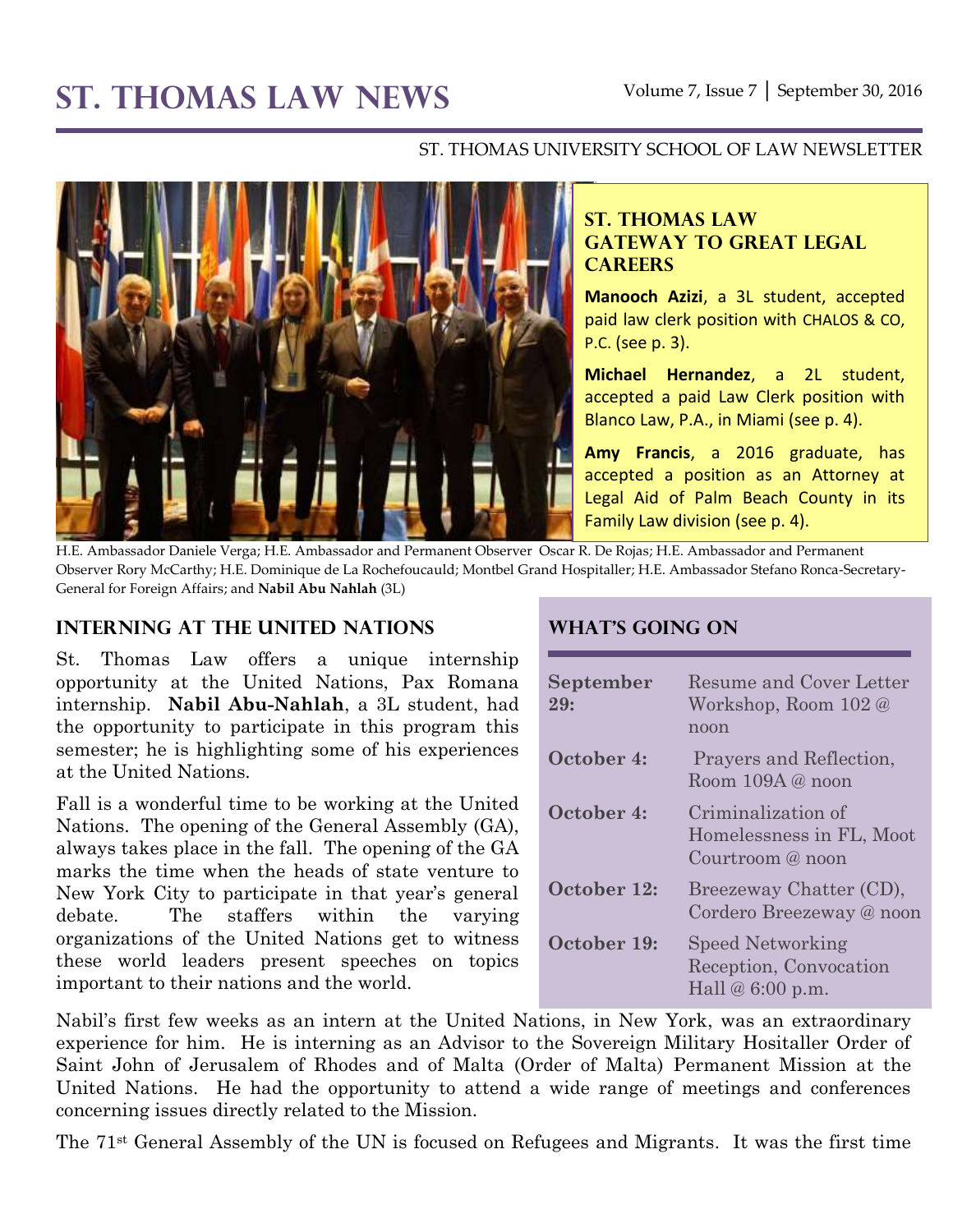# ST. THOMAS LAW NEWS

Volume 7, Issue 7 | September 30, 2016

ST. THOMAS UNIVERSITY SCHOOL OF LAW NEWSLETTER

H.E. Ambassador Daniele Verga; H.E. Ambassador and Permanent Observer Oscar R. De Rojas; H.E. Ambassador and Permanent Observer Rory McCarthy; H.E. Dominique de La Rochefoucauld; Montbel Grand Hospitaller; H.E. Ambassador Stefano Ronca-Secretary-General for Foreign Affairs; and **Nabil Abu Nahlah** (3L)

## ST. THOMAS LAW GATEWAY TO GREAT LEGAL CAREERS

**Manooch Azizi**, a 3L student, accepted paid law clerk position with CHALOS & CO, P.C. (see p. 3).

**Michael Hernandez**, a 2L student, accepted a paid Law Clerk position with Blanco Law, P.A., in Miami (see p. 4).

**Amy Francis**, a 2016 graduate, has accepted a position as an Attorney at Legal Aid of Palm Beach County in its Family Law division (see p. 4).

## INTERNING AT THE UNITED NATIONS

St. Thomas Law offers a unique internship opportunity at the United Nations, Pax Romana internship. **Nabil Abu-Nahlah**, a 3L student, had the opportunity to participate in this program this semester; he is highlighting some of his experiences at the United Nations.

Fall is a wonderful time to be working at the United Nations. The opening of the General Assembly (GA), always takes place in the fall. The opening of the GA marks the time when the heads of state venture to New York City to participate in that year's general debate. The staffers within the varying organizations of the United Nations get to witness these world leaders present speeches on topics important to their nations and the world.

Nabil's first few weeks as an intern at the United Nations, in New York, was an extraordinary experience for him. He is interning as an Advisor to the Sovereign Military Hositaller Order of Saint John of Jerusalem of Rhodes and of Malta (Order of Malta) Permanent Mission at the United Nations. He had the opportunity to attend a wide range of meetings and conferences concerning issues directly related to the Mission.

The 71st General Assembly of the UN is focused on Refugees and Migrants. It was the first time

## WHAT'S GOING ON

| | |
|---|---|
| **September 29:** | Resume and Cover Letter Workshop, Room 102 @ noon |
| **October 4:** | Prayers and Reflection, Room 109A @ noon |
| **October 4:** | Criminalization of Homelessness in FL, Moot Courtroom @ noon |
| **October 12:** | Breezeway Chatter (CD), Cordero Breezeway @ noon |
| **October 19:** | Speed Networking Reception, Convocation Hall @ 6:00 p.m. |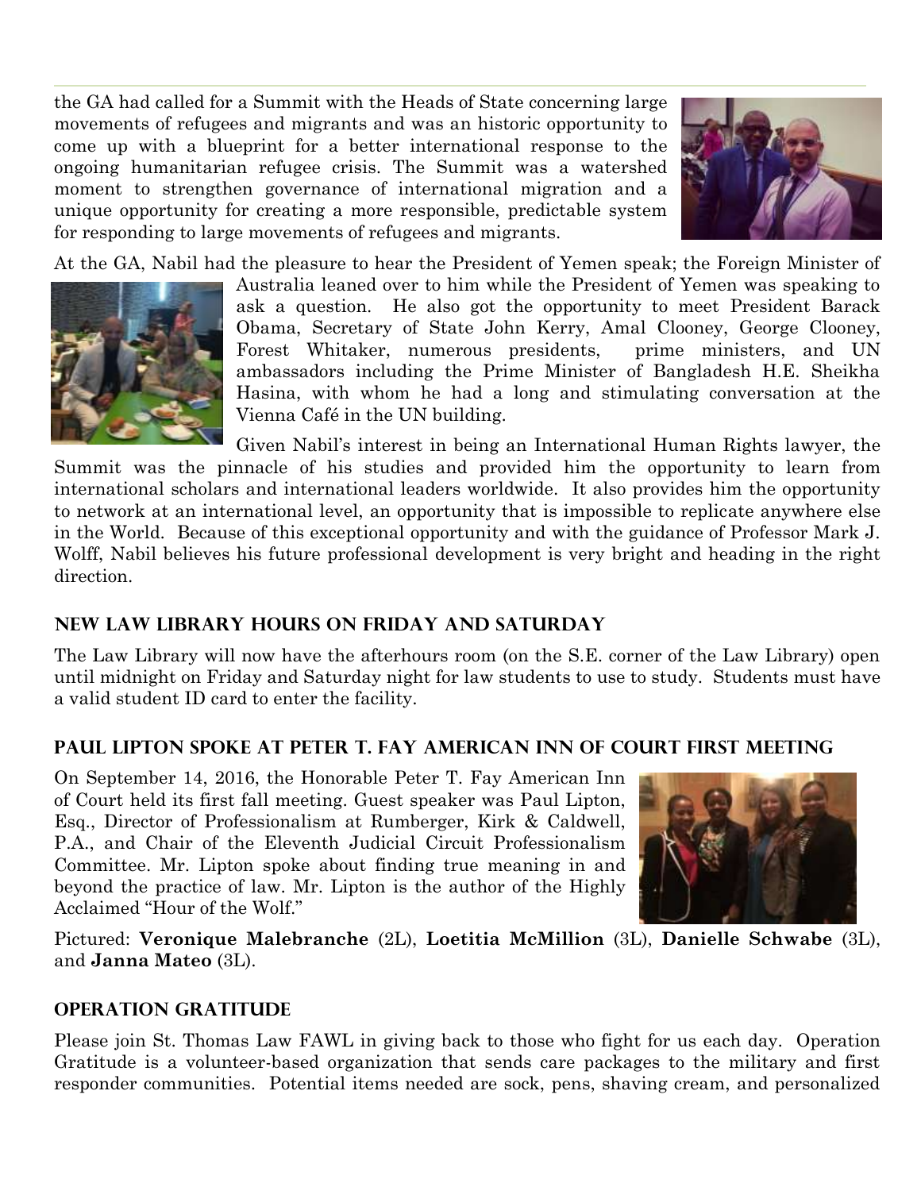the GA had called for a Summit with the Heads of State concerning large movements of refugees and migrants and was an historic opportunity to come up with a blueprint for a better international response to the ongoing humanitarian refugee crisis. The Summit was a watershed moment to strengthen governance of international migration and a unique opportunity for creating a more responsible, predictable system for responding to large movements of refugees and migrants.

At the GA, Nabil had the pleasure to hear the President of Yemen speak; the Foreign Minister of Australia leaned over to him while the President of Yemen was speaking to ask a question. He also got the opportunity to meet President Barack Obama, Secretary of State John Kerry, Amal Clooney, George Clooney, Forest Whitaker, numerous presidents, prime ministers, and UN ambassadors including the Prime Minister of Bangladesh H.E. Sheikha Hasina, with whom he had a long and stimulating conversation at the Vienna Café in the UN building.

Given Nabil's interest in being an International Human Rights lawyer, the Summit was the pinnacle of his studies and provided him the opportunity to learn from international scholars and international leaders worldwide. It also provides him the opportunity to network at an international level, an opportunity that is impossible to replicate anywhere else in the World. Because of this exceptional opportunity and with the guidance of Professor Mark J. Wolff, Nabil believes his future professional development is very bright and heading in the right direction.

## New Law Library Hours on Friday and Saturday

The Law Library will now have the afterhours room (on the S.E. corner of the Law Library) open until midnight on Friday and Saturday night for law students to use to study. Students must have a valid student ID card to enter the facility.

## Paul Lipton Spoke at Peter T. Fay American Inn of Court First Meeting

On September 14, 2016, the Honorable Peter T. Fay American Inn of Court held its first fall meeting. Guest speaker was Paul Lipton, Esq., Director of Professionalism at Rumberger, Kirk & Caldwell, P.A., and Chair of the Eleventh Judicial Circuit Professionalism Committee. Mr. Lipton spoke about finding true meaning in and beyond the practice of law. Mr. Lipton is the author of the Highly Acclaimed "Hour of the Wolf."

Pictured: **Veronique Malebranche** (2L), **Loetitia McMillion** (3L), **Danielle Schwabe** (3L), and **Janna Mateo** (3L).

## Operation Gratitude

Please join St. Thomas Law FAWL in giving back to those who fight for us each day. Operation Gratitude is a volunteer-based organization that sends care packages to the military and first responder communities. Potential items needed are sock, pens, shaving cream, and personalized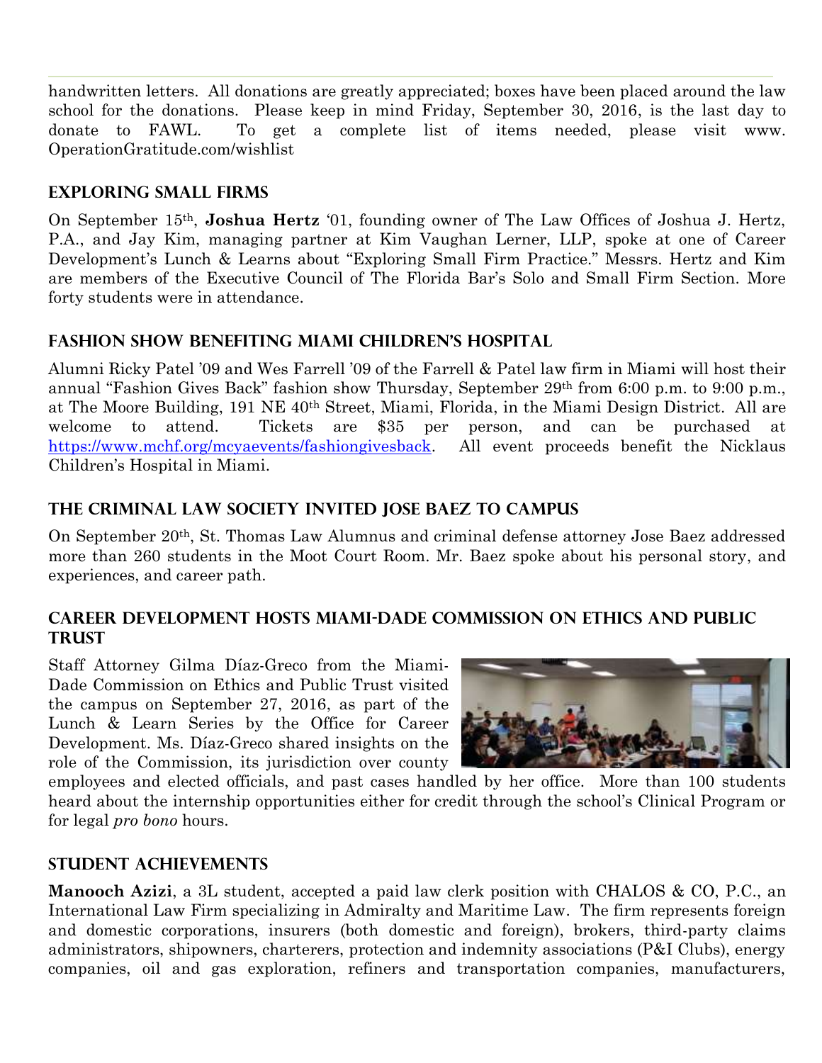handwritten letters. All donations are greatly appreciated; boxes have been placed around the law school for the donations. Please keep in mind Friday, September 30, 2016, is the last day to donate to FAWL. To get a complete list of items needed, please visit www. OperationGratitude.com/wishlist

## Exploring Small Firms

On September 15th, **Joshua Hertz** '01, founding owner of The Law Offices of Joshua J. Hertz, P.A., and Jay Kim, managing partner at Kim Vaughan Lerner, LLP, spoke at one of Career Development's Lunch & Learns about "Exploring Small Firm Practice." Messrs. Hertz and Kim are members of the Executive Council of The Florida Bar's Solo and Small Firm Section. More forty students were in attendance.

## Fashion Show Benefiting Miami Children's Hospital

Alumni Ricky Patel '09 and Wes Farrell '09 of the Farrell & Patel law firm in Miami will host their annual "Fashion Gives Back" fashion show Thursday, September 29th from 6:00 p.m. to 9:00 p.m., at The Moore Building, 191 NE 40th Street, Miami, Florida, in the Miami Design District. All are welcome to attend. Tickets are $35 per person, and can be purchased at https://www.mchf.org/mcyaevents/fashiongivesback. All event proceeds benefit the Nicklaus Children's Hospital in Miami.

## The Criminal Law Society Invited Jose Baez to Campus

On September 20th, St. Thomas Law Alumnus and criminal defense attorney Jose Baez addressed more than 260 students in the Moot Court Room. Mr. Baez spoke about his personal story, and experiences, and career path.

## Career Development Hosts Miami-Dade Commission on Ethics and Public Trust

Staff Attorney Gilma Díaz-Greco from the Miami-Dade Commission on Ethics and Public Trust visited the campus on September 27, 2016, as part of the Lunch & Learn Series by the Office for Career Development. Ms. Díaz-Greco shared insights on the role of the Commission, its jurisdiction over county employees and elected officials, and past cases handled by her office. More than 100 students heard about the internship opportunities either for credit through the school's Clinical Program or for legal *pro bono* hours.

## Student Achievements

**Manooch Azizi**, a 3L student, accepted a paid law clerk position with CHALOS & CO, P.C., an International Law Firm specializing in Admiralty and Maritime Law. The firm represents foreign and domestic corporations, insurers (both domestic and foreign), brokers, third-party claims administrators, shipowners, charterers, protection and indemnity associations (P&I Clubs), energy companies, oil and gas exploration, refiners and transportation companies, manufacturers,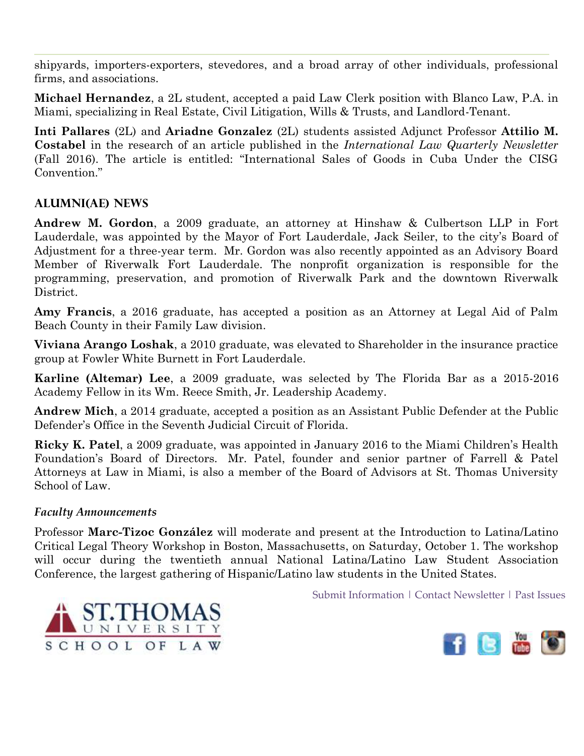shipyards, importers-exporters, stevedores, and a broad array of other individuals, professional firms, and associations.

**Michael Hernandez**, a 2L student, accepted a paid Law Clerk position with Blanco Law, P.A. in Miami, specializing in Real Estate, Civil Litigation, Wills & Trusts, and Landlord-Tenant.

**Inti Pallares** (2L) and **Ariadne Gonzalez** (2L) students assisted Adjunct Professor **Attilio M. Costabel** in the research of an article published in the *International Law Quarterly Newsletter* (Fall 2016). The article is entitled: "International Sales of Goods in Cuba Under the CISG Convention."

## ALUMNI(AE) NEWS

**Andrew M. Gordon**, a 2009 graduate, an attorney at Hinshaw & Culbertson LLP in Fort Lauderdale, was appointed by the Mayor of Fort Lauderdale, Jack Seiler, to the city's Board of Adjustment for a three-year term. Mr. Gordon was also recently appointed as an Advisory Board Member of Riverwalk Fort Lauderdale. The nonprofit organization is responsible for the programming, preservation, and promotion of Riverwalk Park and the downtown Riverwalk District.

**Amy Francis**, a 2016 graduate, has accepted a position as an Attorney at Legal Aid of Palm Beach County in their Family Law division.

**Viviana Arango Loshak**, a 2010 graduate, was elevated to Shareholder in the insurance practice group at Fowler White Burnett in Fort Lauderdale.

**Karline (Altemar) Lee**, a 2009 graduate, was selected by The Florida Bar as a 2015-2016 Academy Fellow in its Wm. Reece Smith, Jr. Leadership Academy.

**Andrew Mich**, a 2014 graduate, accepted a position as an Assistant Public Defender at the Public Defender's Office in the Seventh Judicial Circuit of Florida.

**Ricky K. Patel**, a 2009 graduate, was appointed in January 2016 to the Miami Children's Health Foundation's Board of Directors. Mr. Patel, founder and senior partner of Farrell & Patel Attorneys at Law in Miami, is also a member of the Board of Advisors at St. Thomas University School of Law.

### *Faculty Announcements*

Professor **Marc-Tizoc González** will moderate and present at the Introduction to Latina/Latino Critical Legal Theory Workshop in Boston, Massachusetts, on Saturday, October 1. The workshop will occur during the twentieth annual National Latina/Latino Law Student Association Conference, the largest gathering of Hispanic/Latino law students in the United States.

Submit Information | Contact Newsletter | Past Issues

ST. THOMAS UNIVERSITY SCHOOL OF LAW